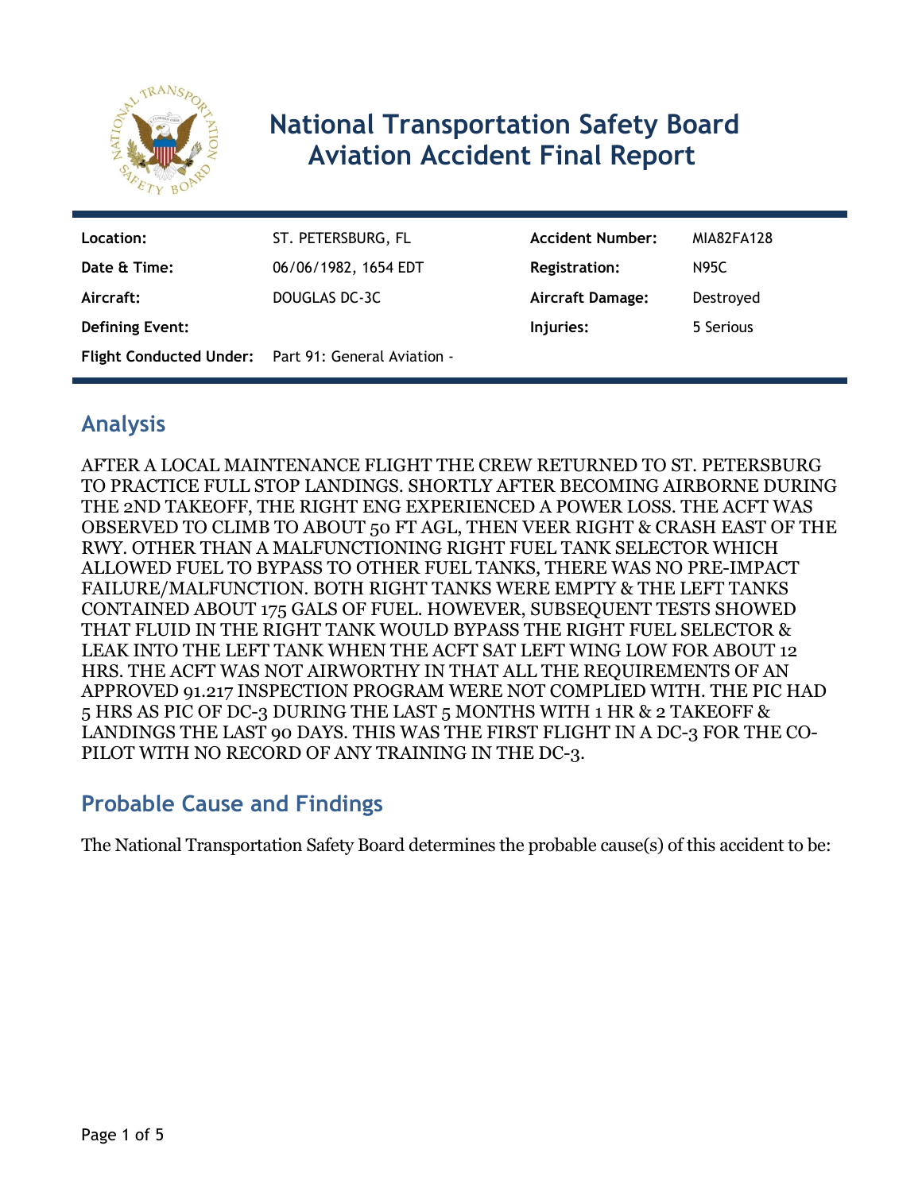# National Transportation Safety Board Aviation Accident Final Report

| | | | |
|---|---|---|---|
| **Location:** | ST. PETERSBURG, FL | **Accident Number:** | MIA82FA128 |
| **Date & Time:** | 06/06/1982, 1654 EDT | **Registration:** | N95C |
| **Aircraft:** | DOUGLAS DC-3C | **Aircraft Damage:** | Destroyed |
| **Defining Event:** | | **Injuries:** | 5 Serious |
| **Flight Conducted Under:** | Part 91: General Aviation - | | |

## Analysis

AFTER A LOCAL MAINTENANCE FLIGHT THE CREW RETURNED TO ST. PETERSBURG TO PRACTICE FULL STOP LANDINGS. SHORTLY AFTER BECOMING AIRBORNE DURING THE 2ND TAKEOFF, THE RIGHT ENG EXPERIENCED A POWER LOSS. THE ACFT WAS OBSERVED TO CLIMB TO ABOUT 50 FT AGL, THEN VEER RIGHT & CRASH EAST OF THE RWY. OTHER THAN A MALFUNCTIONING RIGHT FUEL TANK SELECTOR WHICH ALLOWED FUEL TO BYPASS TO OTHER FUEL TANKS, THERE WAS NO PRE-IMPACT FAILURE/MALFUNCTION. BOTH RIGHT TANKS WERE EMPTY & THE LEFT TANKS CONTAINED ABOUT 175 GALS OF FUEL. HOWEVER, SUBSEQUENT TESTS SHOWED THAT FLUID IN THE RIGHT TANK WOULD BYPASS THE RIGHT FUEL SELECTOR & LEAK INTO THE LEFT TANK WHEN THE ACFT SAT LEFT WING LOW FOR ABOUT 12 HRS. THE ACFT WAS NOT AIRWORTHY IN THAT ALL THE REQUIREMENTS OF AN APPROVED 91.217 INSPECTION PROGRAM WERE NOT COMPLIED WITH. THE PIC HAD 5 HRS AS PIC OF DC-3 DURING THE LAST 5 MONTHS WITH 1 HR & 2 TAKEOFF & LANDINGS THE LAST 90 DAYS. THIS WAS THE FIRST FLIGHT IN A DC-3 FOR THE CO-PILOT WITH NO RECORD OF ANY TRAINING IN THE DC-3.

## Probable Cause and Findings

The National Transportation Safety Board determines the probable cause(s) of this accident to be: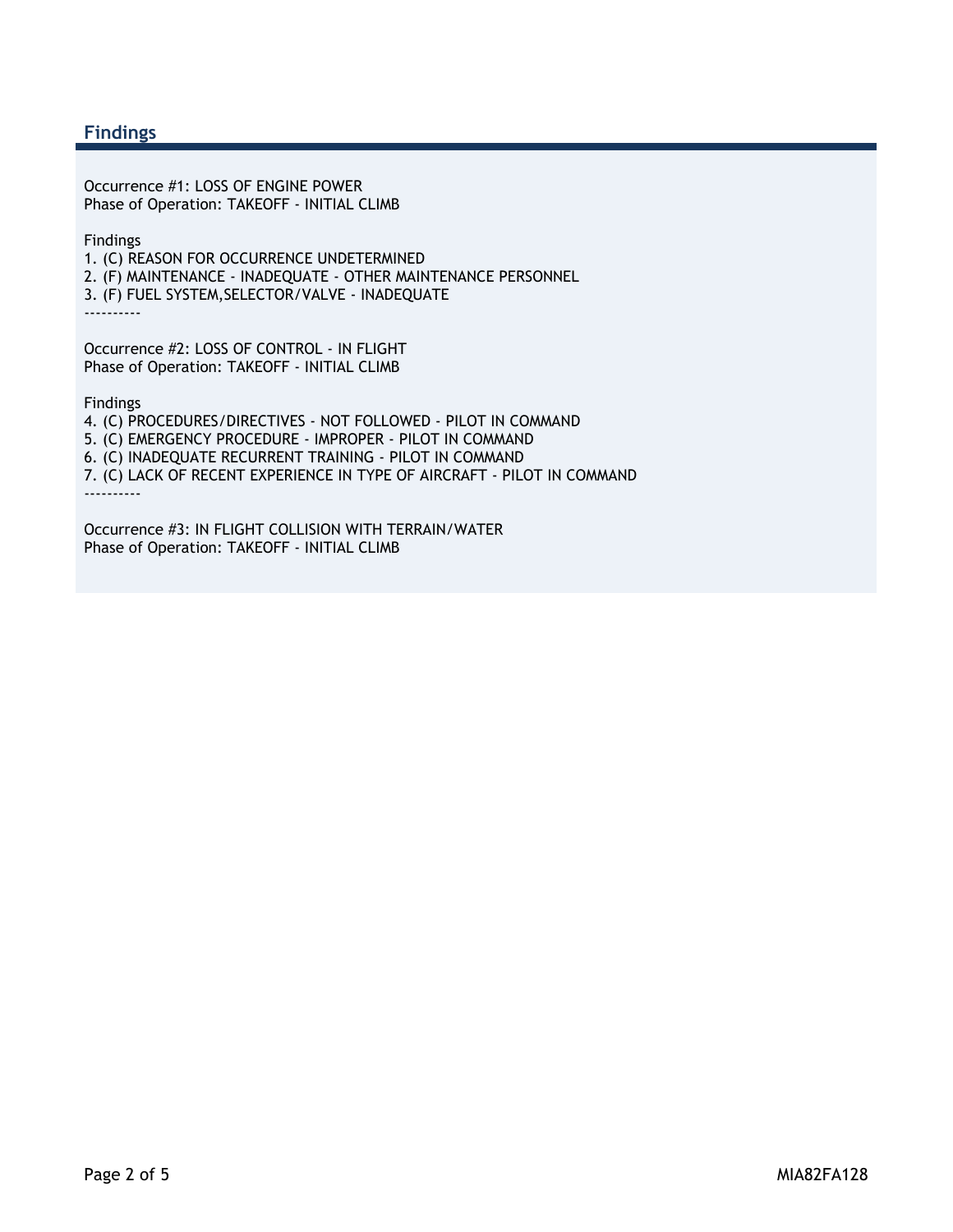## Findings

Occurrence #1: LOSS OF ENGINE POWER
Phase of Operation: TAKEOFF - INITIAL CLIMB

Findings
1. (C) REASON FOR OCCURRENCE UNDETERMINED
2. (F) MAINTENANCE - INADEQUATE - OTHER MAINTENANCE PERSONNEL
3. (F) FUEL SYSTEM,SELECTOR/VALVE - INADEQUATE

----------

Occurrence #2: LOSS OF CONTROL - IN FLIGHT
Phase of Operation: TAKEOFF - INITIAL CLIMB

Findings
4. (C) PROCEDURES/DIRECTIVES - NOT FOLLOWED - PILOT IN COMMAND
5. (C) EMERGENCY PROCEDURE - IMPROPER - PILOT IN COMMAND
6. (C) INADEQUATE RECURRENT TRAINING - PILOT IN COMMAND
7. (C) LACK OF RECENT EXPERIENCE IN TYPE OF AIRCRAFT - PILOT IN COMMAND

----------

Occurrence #3: IN FLIGHT COLLISION WITH TERRAIN/WATER
Phase of Operation: TAKEOFF - INITIAL CLIMB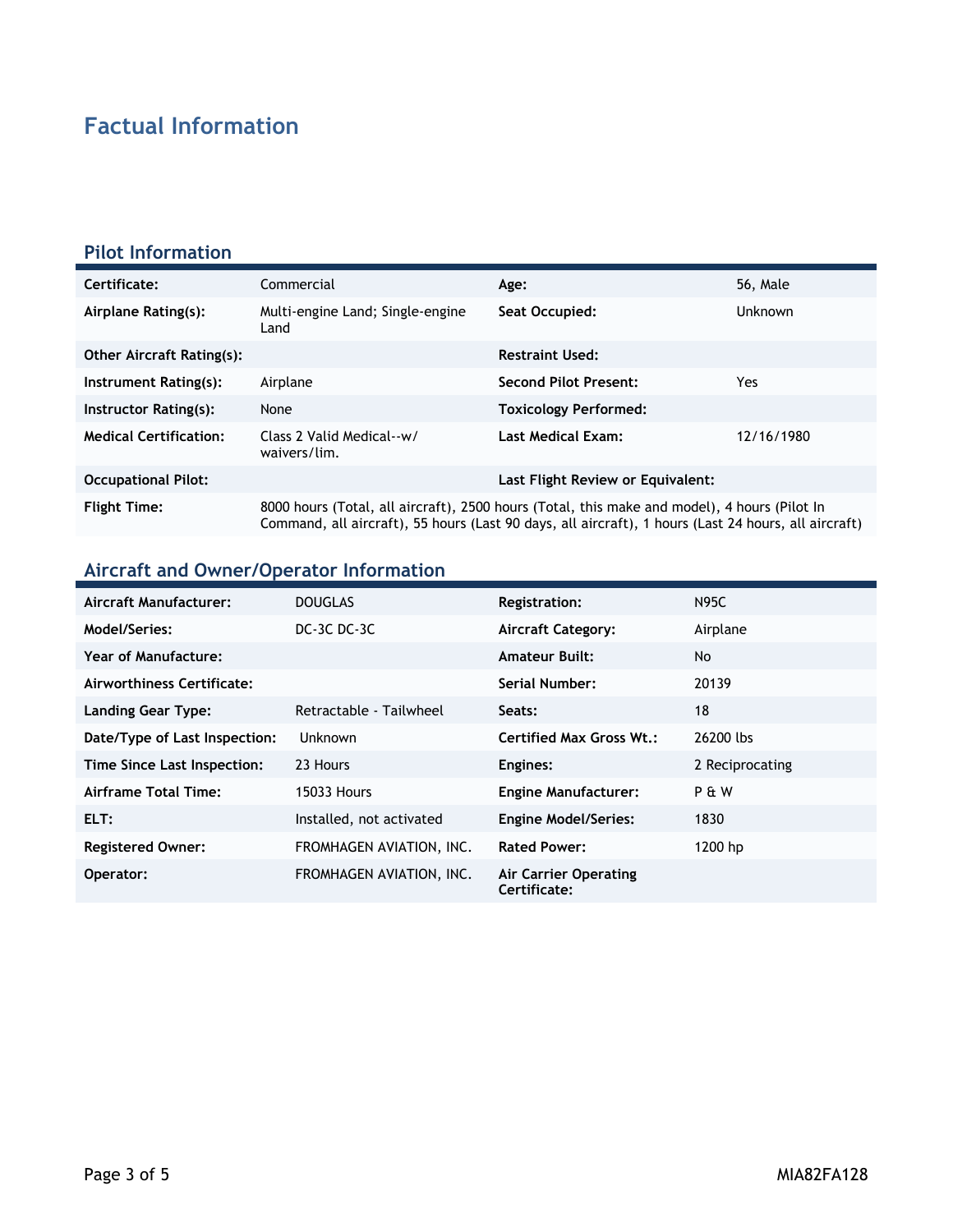# Factual Information

## Pilot Information

| | | | |
|---|---|---|---|
| **Certificate:** | Commercial | **Age:** | 56, Male |
| **Airplane Rating(s):** | Multi-engine Land; Single-engine Land | **Seat Occupied:** | Unknown |
| **Other Aircraft Rating(s):** | | **Restraint Used:** | |
| **Instrument Rating(s):** | Airplane | **Second Pilot Present:** | Yes |
| **Instructor Rating(s):** | None | **Toxicology Performed:** | |
| **Medical Certification:** | Class 2 Valid Medical--w/ waivers/lim. | **Last Medical Exam:** | 12/16/1980 |
| **Occupational Pilot:** | | **Last Flight Review or Equivalent:** | |
| **Flight Time:** | 8000 hours (Total, all aircraft), 2500 hours (Total, this make and model), 4 hours (Pilot In Command, all aircraft), 55 hours (Last 90 days, all aircraft), 1 hours (Last 24 hours, all aircraft) | | |

## Aircraft and Owner/Operator Information

| | | | |
|---|---|---|---|
| **Aircraft Manufacturer:** | DOUGLAS | **Registration:** | N95C |
| **Model/Series:** | DC-3C DC-3C | **Aircraft Category:** | Airplane |
| **Year of Manufacture:** | | **Amateur Built:** | No |
| **Airworthiness Certificate:** | | **Serial Number:** | 20139 |
| **Landing Gear Type:** | Retractable - Tailwheel | **Seats:** | 18 |
| **Date/Type of Last Inspection:** | Unknown | **Certified Max Gross Wt.:** | 26200 lbs |
| **Time Since Last Inspection:** | 23 Hours | **Engines:** | 2 Reciprocating |
| **Airframe Total Time:** | 15033 Hours | **Engine Manufacturer:** | P & W |
| **ELT:** | Installed, not activated | **Engine Model/Series:** | 1830 |
| **Registered Owner:** | FROMHAGEN AVIATION, INC. | **Rated Power:** | 1200 hp |
| **Operator:** | FROMHAGEN AVIATION, INC. | **Air Carrier Operating Certificate:** | |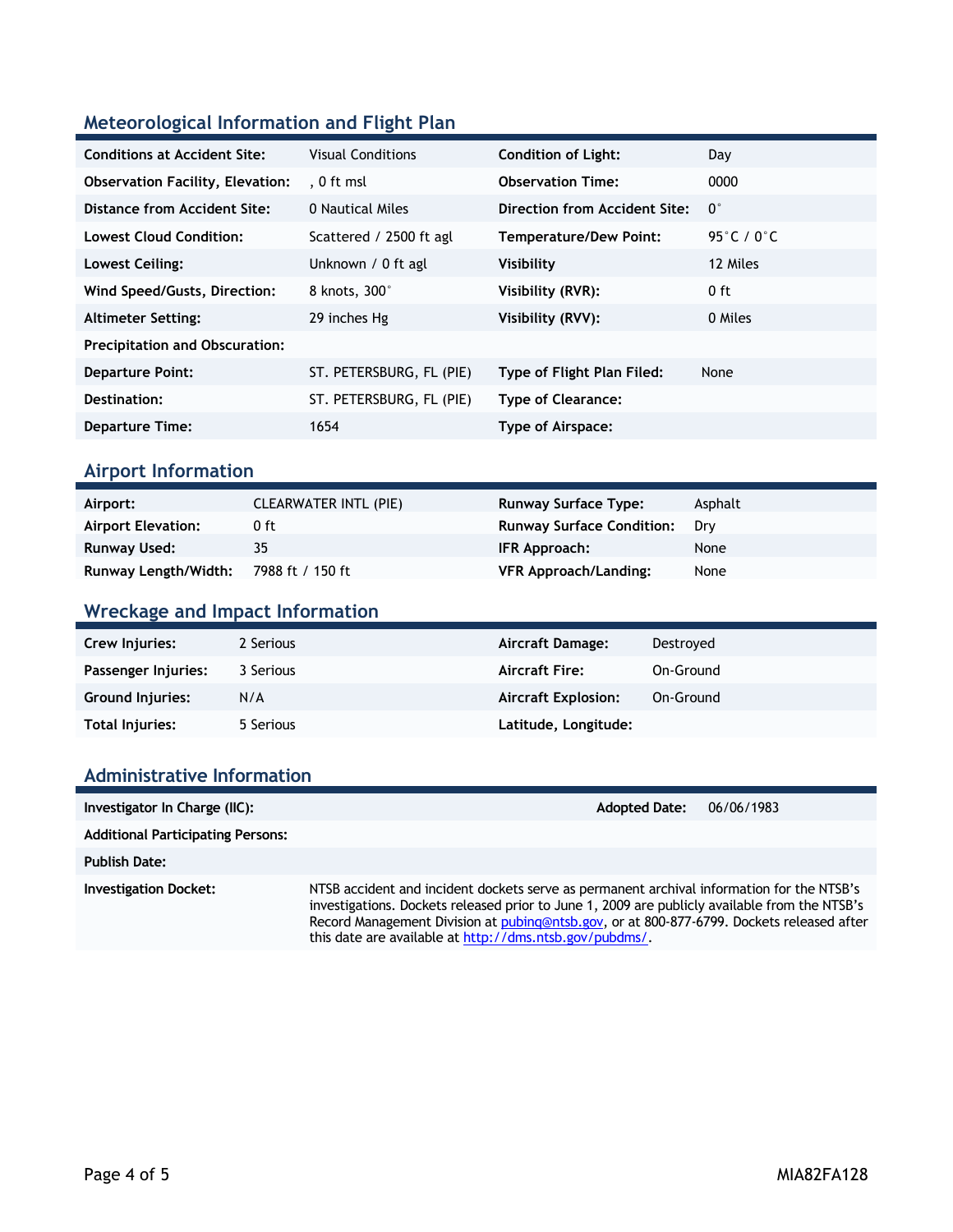## Meteorological Information and Flight Plan

| | | | |
|---|---|---|---|
| **Conditions at Accident Site:** | Visual Conditions | **Condition of Light:** | Day |
| **Observation Facility, Elevation:** | , 0 ft msl | **Observation Time:** | 0000 |
| **Distance from Accident Site:** | 0 Nautical Miles | **Direction from Accident Site:** | 0° |
| **Lowest Cloud Condition:** | Scattered / 2500 ft agl | **Temperature/Dew Point:** | 95°C / 0°C |
| **Lowest Ceiling:** | Unknown / 0 ft agl | **Visibility** | 12 Miles |
| **Wind Speed/Gusts, Direction:** | 8 knots, 300° | **Visibility (RVR):** | 0 ft |
| **Altimeter Setting:** | 29 inches Hg | **Visibility (RVV):** | 0 Miles |
| **Precipitation and Obscuration:** | | | |
| **Departure Point:** | ST. PETERSBURG, FL (PIE) | **Type of Flight Plan Filed:** | None |
| **Destination:** | ST. PETERSBURG, FL (PIE) | **Type of Clearance:** | |
| **Departure Time:** | 1654 | **Type of Airspace:** | |

## Airport Information

| | | | |
|---|---|---|---|
| **Airport:** | CLEARWATER INTL (PIE) | **Runway Surface Type:** | Asphalt |
| **Airport Elevation:** | 0 ft | **Runway Surface Condition:** | Dry |
| **Runway Used:** | 35 | **IFR Approach:** | None |
| **Runway Length/Width:** | 7988 ft / 150 ft | **VFR Approach/Landing:** | None |

## Wreckage and Impact Information

| | | | |
|---|---|---|---|
| **Crew Injuries:** | 2 Serious | **Aircraft Damage:** | Destroyed |
| **Passenger Injuries:** | 3 Serious | **Aircraft Fire:** | On-Ground |
| **Ground Injuries:** | N/A | **Aircraft Explosion:** | On-Ground |
| **Total Injuries:** | 5 Serious | **Latitude, Longitude:** | |

## Administrative Information

| | | | |
|---|---|---|---|
| **Investigator In Charge (IIC):** | | **Adopted Date:** | 06/06/1983 |
| **Additional Participating Persons:** | | | |
| **Publish Date:** | | | |
| **Investigation Docket:** | NTSB accident and incident dockets serve as permanent archival information for the NTSB's investigations. Dockets released prior to June 1, 2009 are publicly available from the NTSB's Record Management Division at pubinq@ntsb.gov, or at 800-877-6799. Dockets released after this date are available at http://dms.ntsb.gov/pubdms/. | | |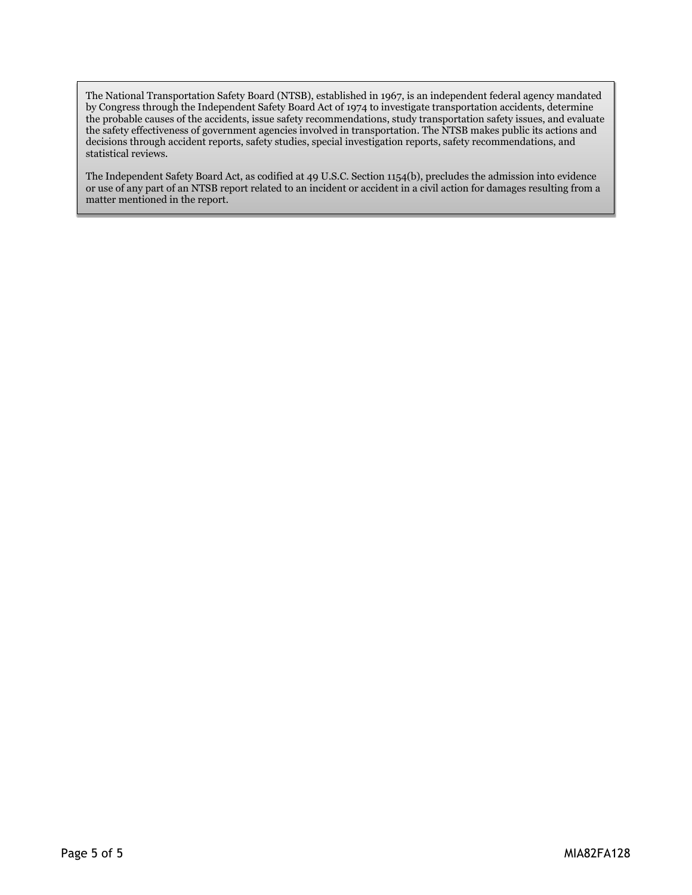The National Transportation Safety Board (NTSB), established in 1967, is an independent federal agency mandated by Congress through the Independent Safety Board Act of 1974 to investigate transportation accidents, determine the probable causes of the accidents, issue safety recommendations, study transportation safety issues, and evaluate the safety effectiveness of government agencies involved in transportation. The NTSB makes public its actions and decisions through accident reports, safety studies, special investigation reports, safety recommendations, and statistical reviews.

The Independent Safety Board Act, as codified at 49 U.S.C. Section 1154(b), precludes the admission into evidence or use of any part of an NTSB report related to an incident or accident in a civil action for damages resulting from a matter mentioned in the report.